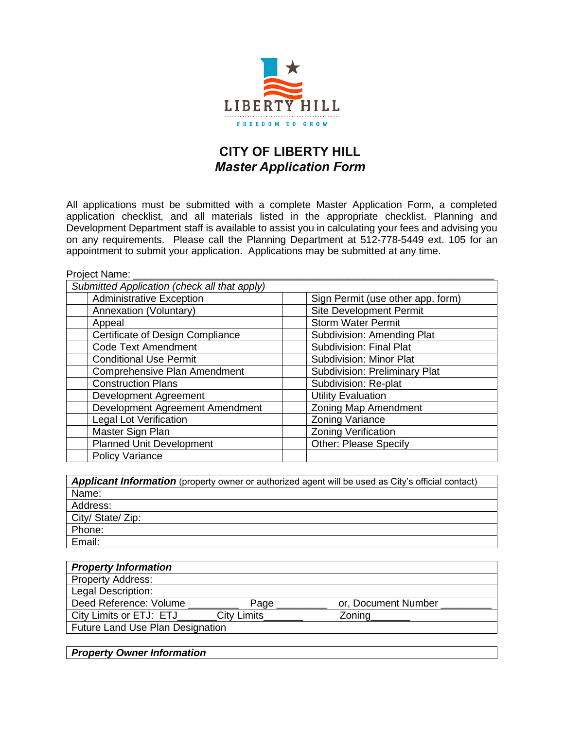LIBERTY HILL

FREEDOM TO GROW

# CITY OF LIBERTY HILL

## *Master Application Form*

All applications must be submitted with a complete Master Application Form, a completed application checklist, and all materials listed in the appropriate checklist. Planning and Development Department staff is available to assist you in calculating your fees and advising you on any requirements. Please call the Planning Department at 512-778-5449 ext. 105 for an appointment to submit your application. Applications may be submitted at any time.

Project Name: ____________________________________________________________

| *Submitted Application (check all that apply)* | | | |
|---|---|---|---|
| | Administrative Exception | | Sign Permit (use other app. form) |
| | Annexation (Voluntary) | | Site Development Permit |
| | Appeal | | Storm Water Permit |
| | Certificate of Design Compliance | | Subdivision: Amending Plat |
| | Code Text Amendment | | Subdivision: Final Plat |
| | Conditional Use Permit | | Subdivision: Minor Plat |
| | Comprehensive Plan Amendment | | Subdivision: Preliminary Plat |
| | Construction Plans | | Subdivision: Re-plat |
| | Development Agreement | | Utility Evaluation |
| | Development Agreement Amendment | | Zoning Map Amendment |
| | Legal Lot Verification | | Zoning Variance |
| | Master Sign Plan | | Zoning Verification |
| | Planned Unit Development | | Other: Please Specify |
| | Policy Variance | | |

| ***Applicant Information*** (property owner or authorized agent will be used as City's official contact) |
|---|
| Name: |
| Address: |
| City/ State/ Zip: |
| Phone: |
| Email: |

| ***Property Information*** |
|---|
| Property Address: |
| Legal Description: |
| Deed Reference: Volume _________ Page _________ or, Document Number _________ |
| City Limits or ETJ: ETJ_______City Limits_______ Zoning_______ |
| Future Land Use Plan Designation |

| ***Property Owner Information*** |
|---|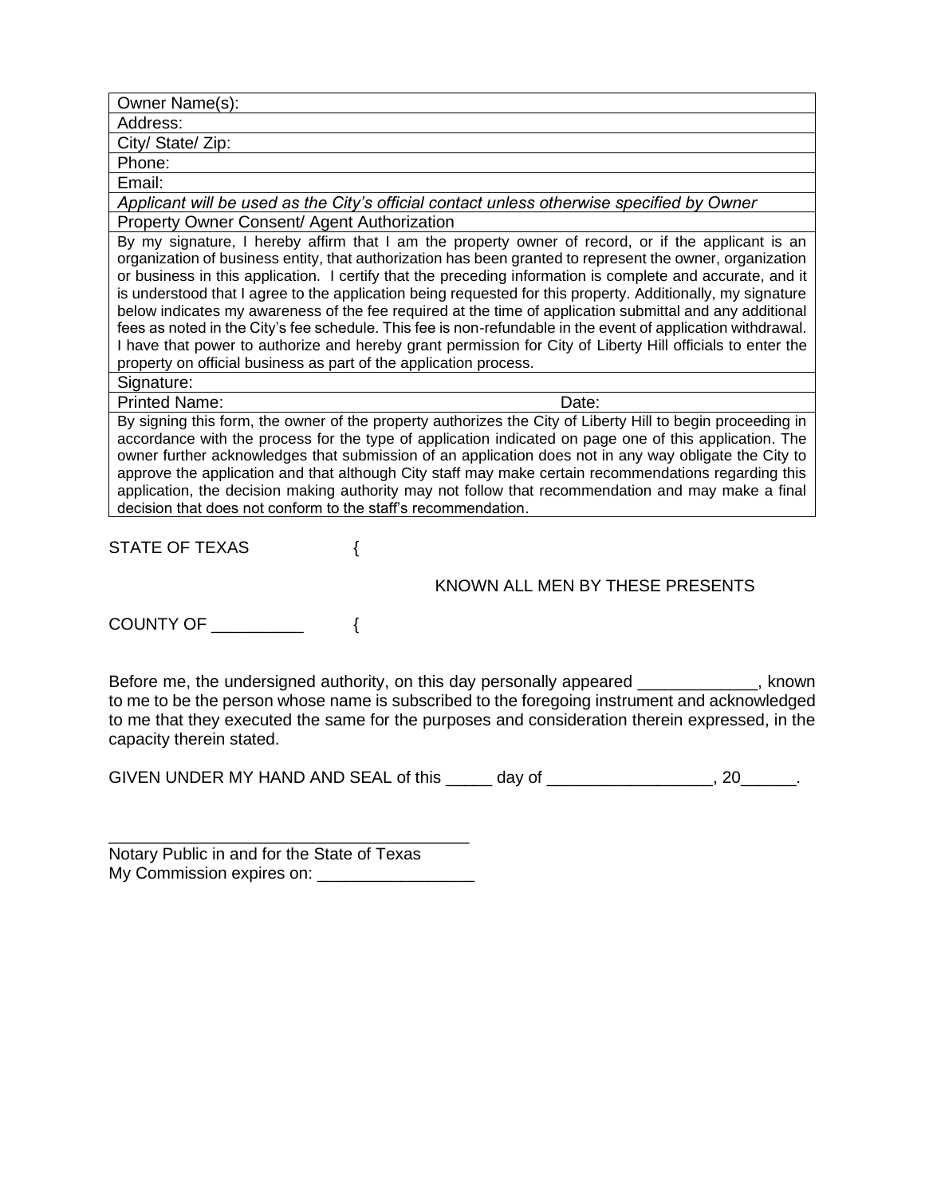| |
|---|
| Owner Name(s): |
| Address: |
| City/ State/ Zip: |
| Phone: |
| Email: |
| *Applicant will be used as the City's official contact unless otherwise specified by Owner* |
| Property Owner Consent/ Agent Authorization |
| By my signature, I hereby affirm that I am the property owner of record, or if the applicant is an organization of business entity, that authorization has been granted to represent the owner, organization or business in this application. I certify that the preceding information is complete and accurate, and it is understood that I agree to the application being requested for this property. Additionally, my signature below indicates my awareness of the fee required at the time of application submittal and any additional fees as noted in the City's fee schedule. This fee is non-refundable in the event of application withdrawal. I have that power to authorize and hereby grant permission for City of Liberty Hill officials to enter the property on official business as part of the application process. |
| Signature: |
| Printed Name: Date: |
| By signing this form, the owner of the property authorizes the City of Liberty Hill to begin proceeding in accordance with the process for the type of application indicated on page one of this application. The owner further acknowledges that submission of an application does not in any way obligate the City to approve the application and that although City staff may make certain recommendations regarding this application, the decision making authority may not follow that recommendation and may make a final decision that does not conform to the staff's recommendation. |

STATE OF TEXAS {

KNOWN ALL MEN BY THESE PRESENTS

COUNTY OF __________ {

Before me, the undersigned authority, on this day personally appeared _____________, known to me to be the person whose name is subscribed to the foregoing instrument and acknowledged to me that they executed the same for the purposes and consideration therein expressed, in the capacity therein stated.

GIVEN UNDER MY HAND AND SEAL of this _____ day of __________________, 20______.

________________________________________
Notary Public in and for the State of Texas
My Commission expires on: _________________